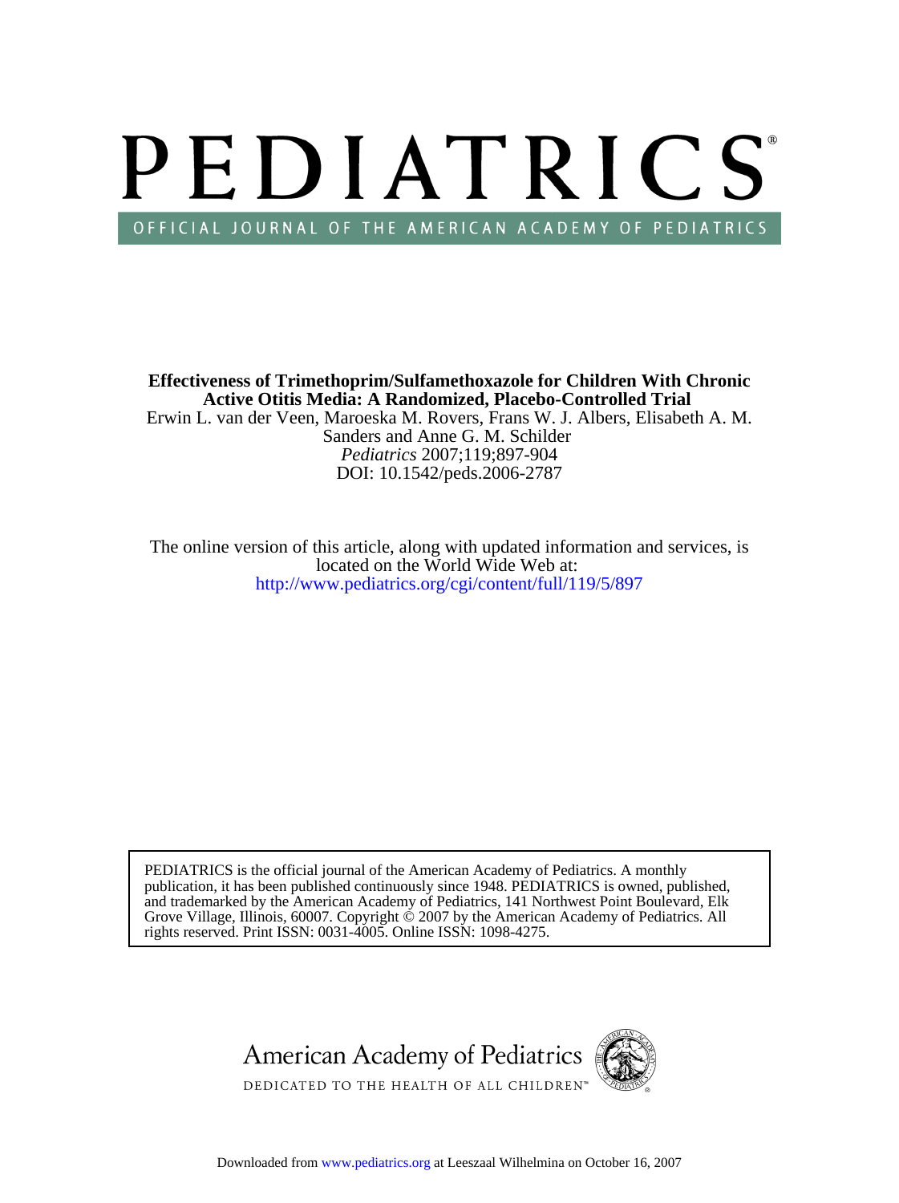# PEDIATRICS®

OFFICIAL JOURNAL OF THE AMERICAN ACADEMY OF PEDIATRICS

**Effectiveness of Trimethoprim/Sulfamethoxazole for Children With Chronic Active Otitis Media: A Randomized, Placebo-Controlled Trial**

Erwin L. van der Veen, Maroeska M. Rovers, Frans W. J. Albers, Elisabeth A. M. Sanders and Anne G. M. Schilder

*Pediatrics* 2007;119;897-904

DOI: 10.1542/peds.2006-2787

The online version of this article, along with updated information and services, is located on the World Wide Web at:

http://www.pediatrics.org/cgi/content/full/119/5/897

PEDIATRICS is the official journal of the American Academy of Pediatrics. A monthly publication, it has been published continuously since 1948. PEDIATRICS is owned, published, and trademarked by the American Academy of Pediatrics, 141 Northwest Point Boulevard, Elk Grove Village, Illinois, 60007. Copyright © 2007 by the American Academy of Pediatrics. All rights reserved. Print ISSN: 0031-4005. Online ISSN: 1098-4275.

American Academy of Pediatrics

DEDICATED TO THE HEALTH OF ALL CHILDREN™

Downloaded from www.pediatrics.org at Leeszaal Wilhelmina on October 16, 2007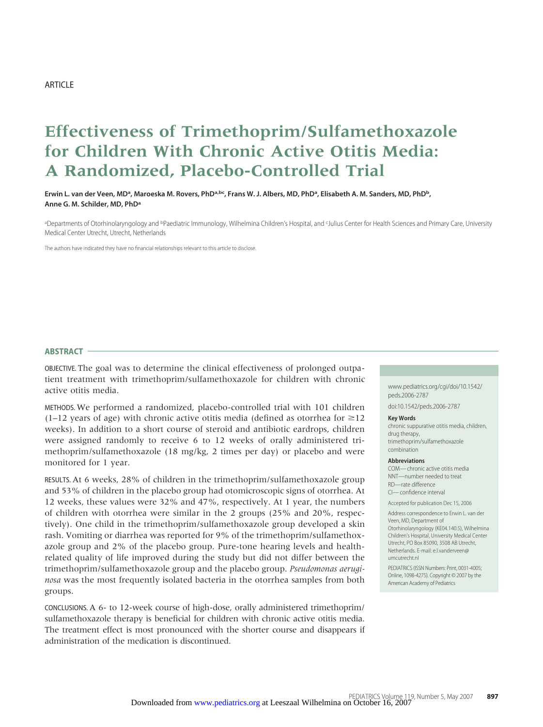ARTICLE

# Effectiveness of Trimethoprim/Sulfamethoxazole for Children With Chronic Active Otitis Media: A Randomized, Placebo-Controlled Trial

**Erwin L. van der Veen, MD[a], Maroeska M. Rovers, PhD[a,b,c], Frans W. J. Albers, MD, PhD[a], Elisabeth A. M. Sanders, MD, PhD[b], Anne G. M. Schilder, MD, PhD[a]**

[a]Departments of Otorhinolaryngology and [b]Paediatric Immunology, Wilhelmina Children's Hospital, and [c]Julius Center for Health Sciences and Primary Care, University Medical Center Utrecht, Utrecht, Netherlands

The authors have indicated they have no financial relationships relevant to this article to disclose.

## ABSTRACT

OBJECTIVE. The goal was to determine the clinical effectiveness of prolonged outpatient treatment with trimethoprim/sulfamethoxazole for children with chronic active otitis media.

METHODS. We performed a randomized, placebo-controlled trial with 101 children (1–12 years of age) with chronic active otitis media (defined as otorrhea for ≥12 weeks). In addition to a short course of steroid and antibiotic eardrops, children were assigned randomly to receive 6 to 12 weeks of orally administered trimethoprim/sulfamethoxazole (18 mg/kg, 2 times per day) or placebo and were monitored for 1 year.

RESULTS. At 6 weeks, 28% of children in the trimethoprim/sulfamethoxazole group and 53% of children in the placebo group had otomicroscopic signs of otorrhea. At 12 weeks, these values were 32% and 47%, respectively. At 1 year, the numbers of children with otorrhea were similar in the 2 groups (25% and 20%, respectively). One child in the trimethoprim/sulfamethoxazole group developed a skin rash. Vomiting or diarrhea was reported for 9% of the trimethoprim/sulfamethoxazole group and 2% of the placebo group. Pure-tone hearing levels and health-related quality of life improved during the study but did not differ between the trimethoprim/sulfamethoxazole group and the placebo group. *Pseudomonas aeruginosa* was the most frequently isolated bacteria in the otorrhea samples from both groups.

CONCLUSIONS. A 6- to 12-week course of high-dose, orally administered trimethoprim/sulfamethoxazole therapy is beneficial for children with chronic active otitis media. The treatment effect is most pronounced with the shorter course and disappears if administration of the medication is discontinued.

www.pediatrics.org/cgi/doi/10.1542/peds.2006-2787

doi:10.1542/peds.2006-2787

**Key Words**

chronic suppurative otitis media, children, drug therapy, trimethoprim/sulfamethoxazole combination

**Abbreviations**

COM—chronic active otitis media
NNT—number needed to treat
RD—rate difference
CI—confidence interval

Accepted for publication Dec 15, 2006

Address correspondence to Erwin L. van der Veen, MD, Department of Otorhinolaryngology (KE04.140.5), Wilhelmina Children's Hospital, University Medical Center Utrecht, PO Box 85090, 3508 AB Utrecht, Netherlands. E-mail: e.l.vanderveen@umcutrecht.nl

PEDIATRICS (ISSN Numbers: Print, 0031-4005; Online, 1098-4275). Copyright © 2007 by the American Academy of Pediatrics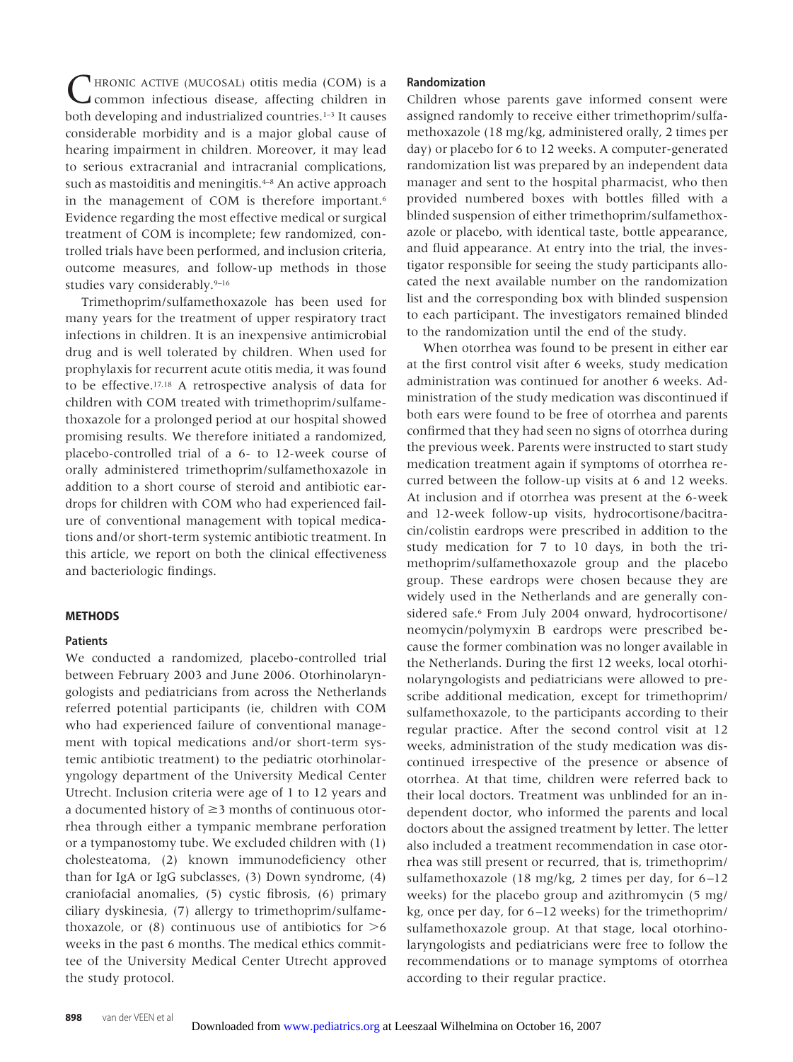CHRONIC ACTIVE (MUCOSAL) otitis media (COM) is a common infectious disease, affecting children in both developing and industrialized countries.[1–3] It causes considerable morbidity and is a major global cause of hearing impairment in children. Moreover, it may lead to serious extracranial and intracranial complications, such as mastoiditis and meningitis.[4–8] An active approach in the management of COM is therefore important.[6] Evidence regarding the most effective medical or surgical treatment of COM is incomplete; few randomized, controlled trials have been performed, and inclusion criteria, outcome measures, and follow-up methods in those studies vary considerably.[9–16]

Trimethoprim/sulfamethoxazole has been used for many years for the treatment of upper respiratory tract infections in children. It is an inexpensive antimicrobial drug and is well tolerated by children. When used for prophylaxis for recurrent acute otitis media, it was found to be effective.[17,18] A retrospective analysis of data for children with COM treated with trimethoprim/sulfamethoxazole for a prolonged period at our hospital showed promising results. We therefore initiated a randomized, placebo-controlled trial of a 6- to 12-week course of orally administered trimethoprim/sulfamethoxazole in addition to a short course of steroid and antibiotic eardrops for children with COM who had experienced failure of conventional management with topical medications and/or short-term systemic antibiotic treatment. In this article, we report on both the clinical effectiveness and bacteriologic findings.

## METHODS

### Patients

We conducted a randomized, placebo-controlled trial between February 2003 and June 2006. Otorhinolaryngologists and pediatricians from across the Netherlands referred potential participants (ie, children with COM who had experienced failure of conventional management with topical medications and/or short-term systemic antibiotic treatment) to the pediatric otorhinolaryngology department of the University Medical Center Utrecht. Inclusion criteria were age of 1 to 12 years and a documented history of ≥3 months of continuous otorrhea through either a tympanic membrane perforation or a tympanostomy tube. We excluded children with (1) cholesteatoma, (2) known immunodeficiency other than for IgA or IgG subclasses, (3) Down syndrome, (4) craniofacial anomalies, (5) cystic fibrosis, (6) primary ciliary dyskinesia, (7) allergy to trimethoprim/sulfamethoxazole, or (8) continuous use of antibiotics for >6 weeks in the past 6 months. The medical ethics committee of the University Medical Center Utrecht approved the study protocol.

### Randomization

Children whose parents gave informed consent were assigned randomly to receive either trimethoprim/sulfamethoxazole (18 mg/kg, administered orally, 2 times per day) or placebo for 6 to 12 weeks. A computer-generated randomization list was prepared by an independent data manager and sent to the hospital pharmacist, who then provided numbered boxes with bottles filled with a blinded suspension of either trimethoprim/sulfamethoxazole or placebo, with identical taste, bottle appearance, and fluid appearance. At entry into the trial, the investigator responsible for seeing the study participants allocated the next available number on the randomization list and the corresponding box with blinded suspension to each participant. The investigators remained blinded to the randomization until the end of the study.

When otorrhea was found to be present in either ear at the first control visit after 6 weeks, study medication administration was continued for another 6 weeks. Administration of the study medication was discontinued if both ears were found to be free of otorrhea and parents confirmed that they had seen no signs of otorrhea during the previous week. Parents were instructed to start study medication treatment again if symptoms of otorrhea recurred between the follow-up visits at 6 and 12 weeks. At inclusion and if otorrhea was present at the 6-week and 12-week follow-up visits, hydrocortisone/bacitracin/colistin eardrops were prescribed in addition to the study medication for 7 to 10 days, in both the trimethoprim/sulfamethoxazole group and the placebo group. These eardrops were chosen because they are widely used in the Netherlands and are generally considered safe.[6] From July 2004 onward, hydrocortisone/neomycin/polymyxin B eardrops were prescribed because the former combination was no longer available in the Netherlands. During the first 12 weeks, local otorhinolaryngologists and pediatricians were allowed to prescribe additional medication, except for trimethoprim/sulfamethoxazole, to the participants according to their regular practice. After the second control visit at 12 weeks, administration of the study medication was discontinued irrespective of the presence or absence of otorrhea. At that time, children were referred back to their local doctors. Treatment was unblinded for an independent doctor, who informed the parents and local doctors about the assigned treatment by letter. The letter also included a treatment recommendation in case otorrhea was still present or recurred, that is, trimethoprim/sulfamethoxazole (18 mg/kg, 2 times per day, for 6–12 weeks) for the placebo group and azithromycin (5 mg/kg, once per day, for 6–12 weeks) for the trimethoprim/sulfamethoxazole group. At that stage, local otorhinolaryngologists and pediatricians were free to follow the recommendations or to manage symptoms of otorrhea according to their regular practice.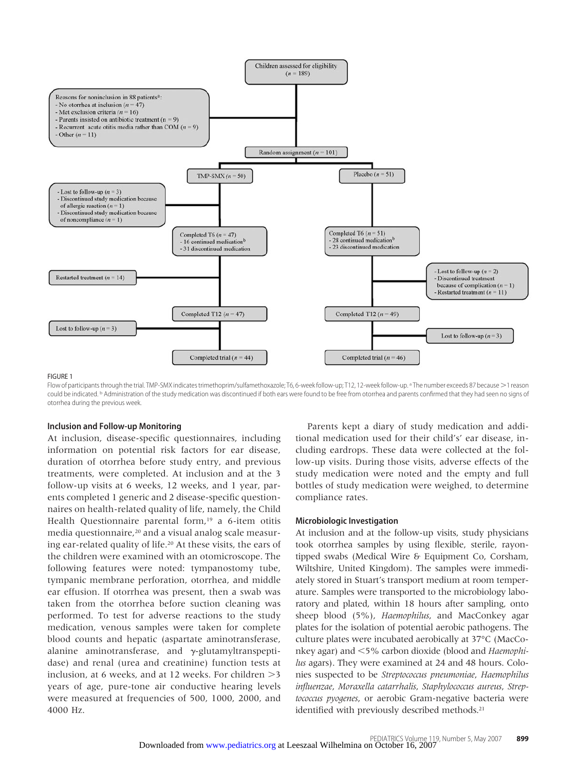Children assessed for eligibility ($n$ = 189)

Reasons for noninclusion in 88 patients[a]:
- No otorrhea at inclusion ($n$ = 47)
- Met exclusion criteria ($n$ = 16)
- Parents insisted on antibiotic treatment (n = 9)
- Recurrent acute otitis media rather than COM ($n$ = 9)
- Other ($n$ = 11)

Random assignment ($n$ = 101)

TMP-SMX ($n$ = 50)

- Lost to follow-up ($n$ = 3)
- Discontinued study medication because of allergic reaction ($n$ = 1)
- Discontinued study medication because of noncompliance ($n$ = 1)

Completed T6 ($n$ = 47)
- 16 continued medication[b]
- 31 discontinued medication

Restarted treatment ($n$ = 14)

Completed T12 ($n$ = 47)

Lost to follow-up ($n$ = 3)

Completed trial ($n$ = 44)

Placebo ($n$ = 51)

Completed T6 ($n$ = 51)
- 28 continued medication[b]
- 23 discontinued medication

- Lost to follow-up ($n$ = 2)
- Discontinued treatment because of complication ($n$ = 1)
- Restarted treatment ($n$ = 11)

Completed T12 ($n$ = 49)

Lost to follow-up ($n$ = 3)

Completed trial ($n$ = 46)

FIGURE 1

Flow of participants through the trial. TMP-SMX indicates trimethoprim/sulfamethoxazole; T6, 6-week follow-up; T12, 12-week follow-up. [a] The number exceeds 87 because >1 reason could be indicated. [b] Administration of the study medication was discontinued if both ears were found to be free from otorrhea and parents confirmed that they had seen no signs of otorrhea during the previous week.

## Inclusion and Follow-up Monitoring

At inclusion, disease-specific questionnaires, including information on potential risk factors for ear disease, duration of otorrhea before study entry, and previous treatments, were completed. At inclusion and at the 3 follow-up visits at 6 weeks, 12 weeks, and 1 year, parents completed 1 generic and 2 disease-specific questionnaires on health-related quality of life, namely, the Child Health Questionnaire parental form,[19] a 6-item otitis media questionnaire,[20] and a visual analog scale measuring ear-related quality of life.[20] At these visits, the ears of the children were examined with an otomicroscope. The following features were noted: tympanostomy tube, tympanic membrane perforation, otorrhea, and middle ear effusion. If otorrhea was present, then a swab was taken from the otorrhea before suction cleaning was performed. To test for adverse reactions to the study medication, venous samples were taken for complete blood counts and hepatic (aspartate aminotransferase, alanine aminotransferase, and γ-glutamyltranspeptidase) and renal (urea and creatinine) function tests at inclusion, at 6 weeks, and at 12 weeks. For children >3 years of age, pure-tone air conductive hearing levels were measured at frequencies of 500, 1000, 2000, and 4000 Hz.

Parents kept a diary of study medication and additional medication used for their child's' ear disease, including eardrops. These data were collected at the follow-up visits. During those visits, adverse effects of the study medication were noted and the empty and full bottles of study medication were weighed, to determine compliance rates.

## Microbiologic Investigation

At inclusion and at the follow-up visits, study physicians took otorrhea samples by using flexible, sterile, rayon-tipped swabs (Medical Wire & Equipment Co, Corsham, Wiltshire, United Kingdom). The samples were immediately stored in Stuart's transport medium at room temperature. Samples were transported to the microbiology laboratory and plated, within 18 hours after sampling, onto sheep blood (5%), *Haemophilus*, and MacConkey agar plates for the isolation of potential aerobic pathogens. The culture plates were incubated aerobically at 37°C (MacConkey agar) and <5% carbon dioxide (blood and *Haemophilus* agars). They were examined at 24 and 48 hours. Colonies suspected to be *Streptococcus pneumoniae*, *Haemophilus influenzae*, *Moraxella catarrhalis*, *Staphylococcus aureus*, *Streptococcus pyogenes*, or aerobic Gram-negative bacteria were identified with previously described methods.[21]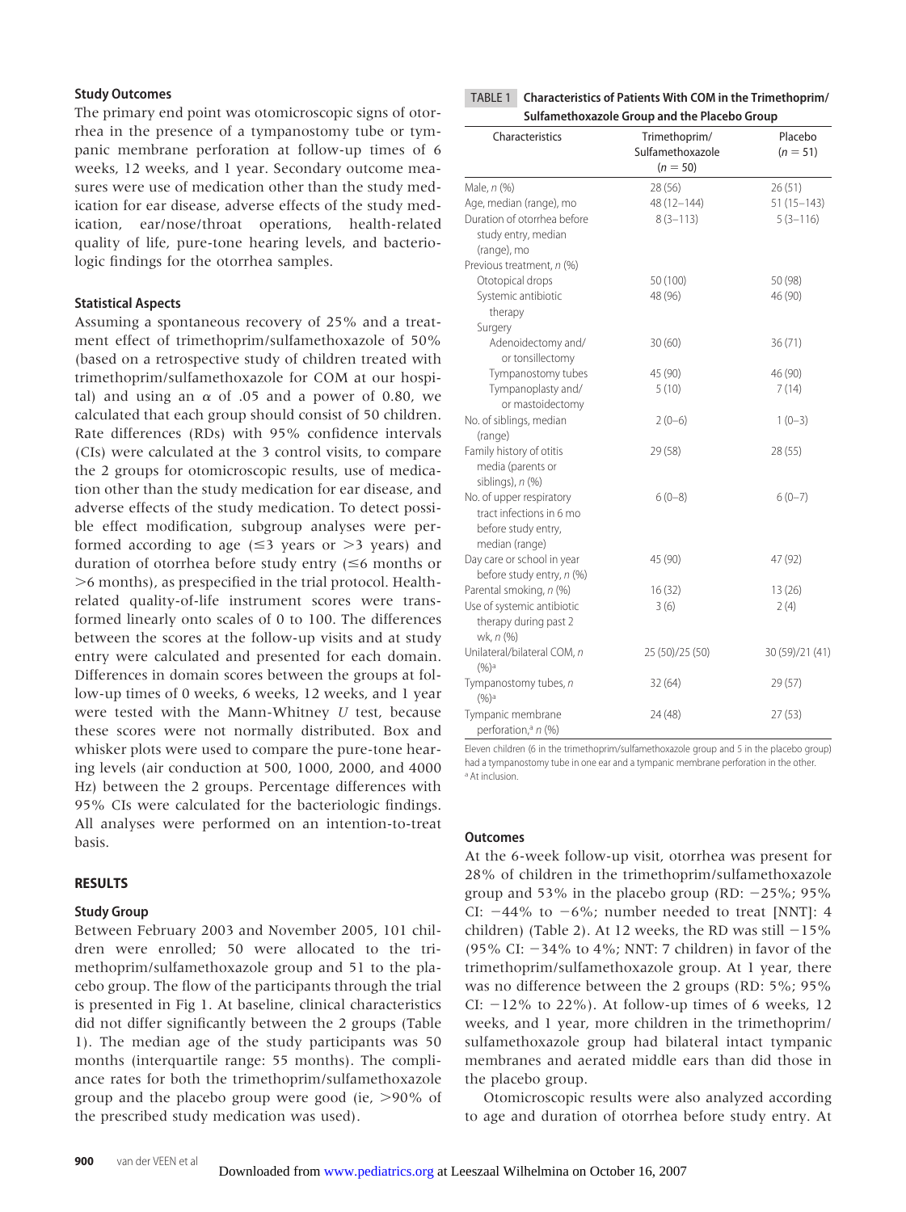### Study Outcomes

The primary end point was otomicroscopic signs of otorrhea in the presence of a tympanostomy tube or tympanic membrane perforation at follow-up times of 6 weeks, 12 weeks, and 1 year. Secondary outcome measures were use of medication other than the study medication for ear disease, adverse effects of the study medication, ear/nose/throat operations, health-related quality of life, pure-tone hearing levels, and bacteriologic findings for the otorrhea samples.

### Statistical Aspects

Assuming a spontaneous recovery of 25% and a treatment effect of trimethoprim/sulfamethoxazole of 50% (based on a retrospective study of children treated with trimethoprim/sulfamethoxazole for COM at our hospital) and using an $\alpha$ of .05 and a power of 0.80, we calculated that each group should consist of 50 children. Rate differences (RDs) with 95% confidence intervals (CIs) were calculated at the 3 control visits, to compare the 2 groups for otomicroscopic results, use of medication other than the study medication for ear disease, and adverse effects of the study medication. To detect possible effect modification, subgroup analyses were performed according to age ($\leq$3 years or $>$3 years) and duration of otorrhea before study entry ($\leq$6 months or $>$6 months), as prespecified in the trial protocol. Health-related quality-of-life instrument scores were transformed linearly onto scales of 0 to 100. The differences between the scores at the follow-up visits and at study entry were calculated and presented for each domain. Differences in domain scores between the groups at follow-up times of 0 weeks, 6 weeks, 12 weeks, and 1 year were tested with the Mann-Whitney *U* test, because these scores were not normally distributed. Box and whisker plots were used to compare the pure-tone hearing levels (air conduction at 500, 1000, 2000, and 4000 Hz) between the 2 groups. Percentage differences with 95% CIs were calculated for the bacteriologic findings. All analyses were performed on an intention-to-treat basis.

## RESULTS

### Study Group

Between February 2003 and November 2005, 101 children were enrolled; 50 were allocated to the trimethoprim/sulfamethoxazole group and 51 to the placebo group. The flow of the participants through the trial is presented in Fig 1. At baseline, clinical characteristics did not differ significantly between the 2 groups (Table 1). The median age of the study participants was 50 months (interquartile range: 55 months). The compliance rates for both the trimethoprim/sulfamethoxazole group and the placebo group were good (ie, >90% of the prescribed study medication was used).

**TABLE 1 Characteristics of Patients With COM in the Trimethoprim/Sulfamethoxazole Group and the Placebo Group**

| Characteristics | Trimethoprim/Sulfamethoxazole (*n* = 50) | Placebo (*n* = 51) |
|---|---|---|
| Male, *n* (%) | 28 (56) | 26 (51) |
| Age, median (range), mo | 48 (12–144) | 51 (15–143) |
| Duration of otorrhea before study entry, median (range), mo | 8 (3–113) | 5 (3–116) |
| Previous treatment, *n* (%) | | |
| Ototopical drops | 50 (100) | 50 (98) |
| Systemic antibiotic therapy | 48 (96) | 46 (90) |
| Surgery | | |
| Adenoidectomy and/or tonsillectomy | 30 (60) | 36 (71) |
| Tympanostomy tubes | 45 (90) | 46 (90) |
| Tympanoplasty and/or mastoidectomy | 5 (10) | 7 (14) |
| No. of siblings, median (range) | 2 (0–6) | 1 (0–3) |
| Family history of otitis media (parents or siblings), *n* (%) | 29 (58) | 28 (55) |
| No. of upper respiratory tract infections in 6 mo before study entry, median (range) | 6 (0–8) | 6 (0–7) |
| Day care or school in year before study entry, *n* (%) | 45 (90) | 47 (92) |
| Parental smoking, *n* (%) | 16 (32) | 13 (26) |
| Use of systemic antibiotic therapy during past 2 wk, *n* (%) | 3 (6) | 2 (4) |
| Unilateral/bilateral COM, *n* (%)[a] | 25 (50)/25 (50) | 30 (59)/21 (41) |
| Tympanostomy tubes, *n* (%)[a] | 32 (64) | 29 (57) |
| Tympanic membrane perforation,[a] *n* (%) | 24 (48) | 27 (53) |

Eleven children (6 in the trimethoprim/sulfamethoxazole group and 5 in the placebo group) had a tympanostomy tube in one ear and a tympanic membrane perforation in the other.
[a] At inclusion.

### Outcomes

At the 6-week follow-up visit, otorrhea was present for 28% of children in the trimethoprim/sulfamethoxazole group and 53% in the placebo group (RD: −25%; 95% CI: −44% to −6%; number needed to treat [NNT]: 4 children) (Table 2). At 12 weeks, the RD was still −15% (95% CI: −34% to 4%; NNT: 7 children) in favor of the trimethoprim/sulfamethoxazole group. At 1 year, there was no difference between the 2 groups (RD: 5%; 95% CI: −12% to 22%). At follow-up times of 6 weeks, 12 weeks, and 1 year, more children in the trimethoprim/sulfamethoxazole group had bilateral intact tympanic membranes and aerated middle ears than did those in the placebo group.

Otomicroscopic results were also analyzed according to age and duration of otorrhea before study entry. At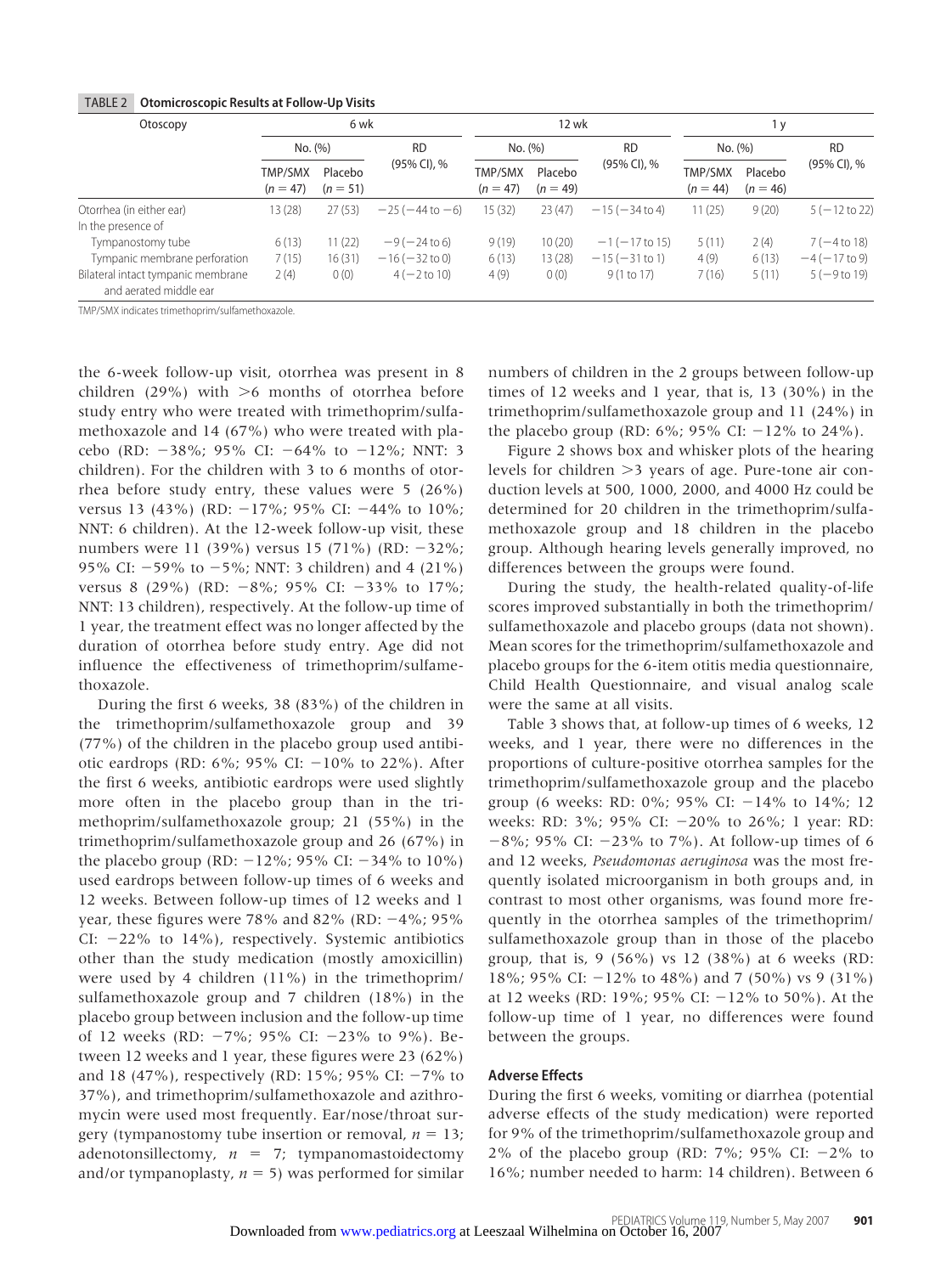**TABLE 2 Otomicroscopic Results at Follow-Up Visits**

| Otoscopy | 6 wk | | | 12 wk | | | 1 y | | |
|---|---|---|---|---|---|---|---|---|---|
| | No. (%) | | RD (95% CI), % | No. (%) | | RD (95% CI), % | No. (%) | | RD (95% CI), % |
| | TMP/SMX ($n = 47$) | Placebo ($n = 51$) | | TMP/SMX ($n = 47$) | Placebo ($n = 49$) | | TMP/SMX ($n = 44$) | Placebo ($n = 46$) | |
| Otorrhea (in either ear) | 13 (28) | 27 (53) | −25 (−44 to −6) | 15 (32) | 23 (47) | −15 (−34 to 4) | 11 (25) | 9 (20) | 5 (−12 to 22) |
| In the presence of | | | | | | | | | |
| Tympanostomy tube | 6 (13) | 11 (22) | −9 (−24 to 6) | 9 (19) | 10 (20) | −1 (−17 to 15) | 5 (11) | 2 (4) | 7 (−4 to 18) |
| Tympanic membrane perforation | 7 (15) | 16 (31) | −16 (−32 to 0) | 6 (13) | 13 (28) | −15 (−31 to 1) | 4 (9) | 6 (13) | −4 (−17 to 9) |
| Bilateral intact tympanic membrane and aerated middle ear | 2 (4) | 0 (0) | 4 (−2 to 10) | 4 (9) | 0 (0) | 9 (1 to 17) | 7 (16) | 5 (11) | 5 (−9 to 19) |

TMP/SMX indicates trimethoprim/sulfamethoxazole.

the 6-week follow-up visit, otorrhea was present in 8 children (29%) with >6 months of otorrhea before study entry who were treated with trimethoprim/sulfamethoxazole and 14 (67%) who were treated with placebo (RD: −38%; 95% CI: −64% to −12%; NNT: 3 children). For the children with 3 to 6 months of otorrhea before study entry, these values were 5 (26%) versus 13 (43%) (RD: −17%; 95% CI: −44% to 10%; NNT: 6 children). At the 12-week follow-up visit, these numbers were 11 (39%) versus 15 (71%) (RD: −32%; 95% CI: −59% to −5%; NNT: 3 children) and 4 (21%) versus 8 (29%) (RD: −8%; 95% CI: −33% to 17%; NNT: 13 children), respectively. At the follow-up time of 1 year, the treatment effect was no longer affected by the duration of otorrhea before study entry. Age did not influence the effectiveness of trimethoprim/sulfamethoxazole.

During the first 6 weeks, 38 (83%) of the children in the trimethoprim/sulfamethoxazole group and 39 (77%) of the children in the placebo group used antibiotic eardrops (RD: 6%; 95% CI: −10% to 22%). After the first 6 weeks, antibiotic eardrops were used slightly more often in the placebo group than in the trimethoprim/sulfamethoxazole group; 21 (55%) in the trimethoprim/sulfamethoxazole group and 26 (67%) in the placebo group (RD: −12%; 95% CI: −34% to 10%) used eardrops between follow-up times of 6 weeks and 12 weeks. Between follow-up times of 12 weeks and 1 year, these figures were 78% and 82% (RD: −4%; 95% CI: −22% to 14%), respectively. Systemic antibiotics other than the study medication (mostly amoxicillin) were used by 4 children (11%) in the trimethoprim/sulfamethoxazole group and 7 children (18%) in the placebo group between inclusion and the follow-up time of 12 weeks (RD: −7%; 95% CI: −23% to 9%). Between 12 weeks and 1 year, these figures were 23 (62%) and 18 (47%), respectively (RD: 15%; 95% CI: −7% to 37%), and trimethoprim/sulfamethoxazole and azithromycin were used most frequently. Ear/nose/throat surgery (tympanostomy tube insertion or removal, $n = 13$; adenotonsillectomy, $n = 7$; tympanomastoidectomy and/or tympanoplasty, $n = 5$) was performed for similar numbers of children in the 2 groups between follow-up times of 12 weeks and 1 year, that is, 13 (30%) in the trimethoprim/sulfamethoxazole group and 11 (24%) in the placebo group (RD: 6%; 95% CI: −12% to 24%).

Figure 2 shows box and whisker plots of the hearing levels for children >3 years of age. Pure-tone air conduction levels at 500, 1000, 2000, and 4000 Hz could be determined for 20 children in the trimethoprim/sulfamethoxazole group and 18 children in the placebo group. Although hearing levels generally improved, no differences between the groups were found.

During the study, the health-related quality-of-life scores improved substantially in both the trimethoprim/sulfamethoxazole and placebo groups (data not shown). Mean scores for the trimethoprim/sulfamethoxazole and placebo groups for the 6-item otitis media questionnaire, Child Health Questionnaire, and visual analog scale were the same at all visits.

Table 3 shows that, at follow-up times of 6 weeks, 12 weeks, and 1 year, there were no differences in the proportions of culture-positive otorrhea samples for the trimethoprim/sulfamethoxazole group and the placebo group (6 weeks: RD: 0%; 95% CI: −14% to 14%; 12 weeks: RD: 3%; 95% CI: −20% to 26%; 1 year: RD: −8%; 95% CI: −23% to 7%). At follow-up times of 6 and 12 weeks, *Pseudomonas aeruginosa* was the most frequently isolated microorganism in both groups and, in contrast to most other organisms, was found more frequently in the otorrhea samples of the trimethoprim/sulfamethoxazole group than in those of the placebo group, that is, 9 (56%) vs 12 (38%) at 6 weeks (RD: 18%; 95% CI: −12% to 48%) and 7 (50%) vs 9 (31%) at 12 weeks (RD: 19%; 95% CI: −12% to 50%). At the follow-up time of 1 year, no differences were found between the groups.

### Adverse Effects

During the first 6 weeks, vomiting or diarrhea (potential adverse effects of the study medication) were reported for 9% of the trimethoprim/sulfamethoxazole group and 2% of the placebo group (RD: 7%; 95% CI: −2% to 16%; number needed to harm: 14 children). Between 6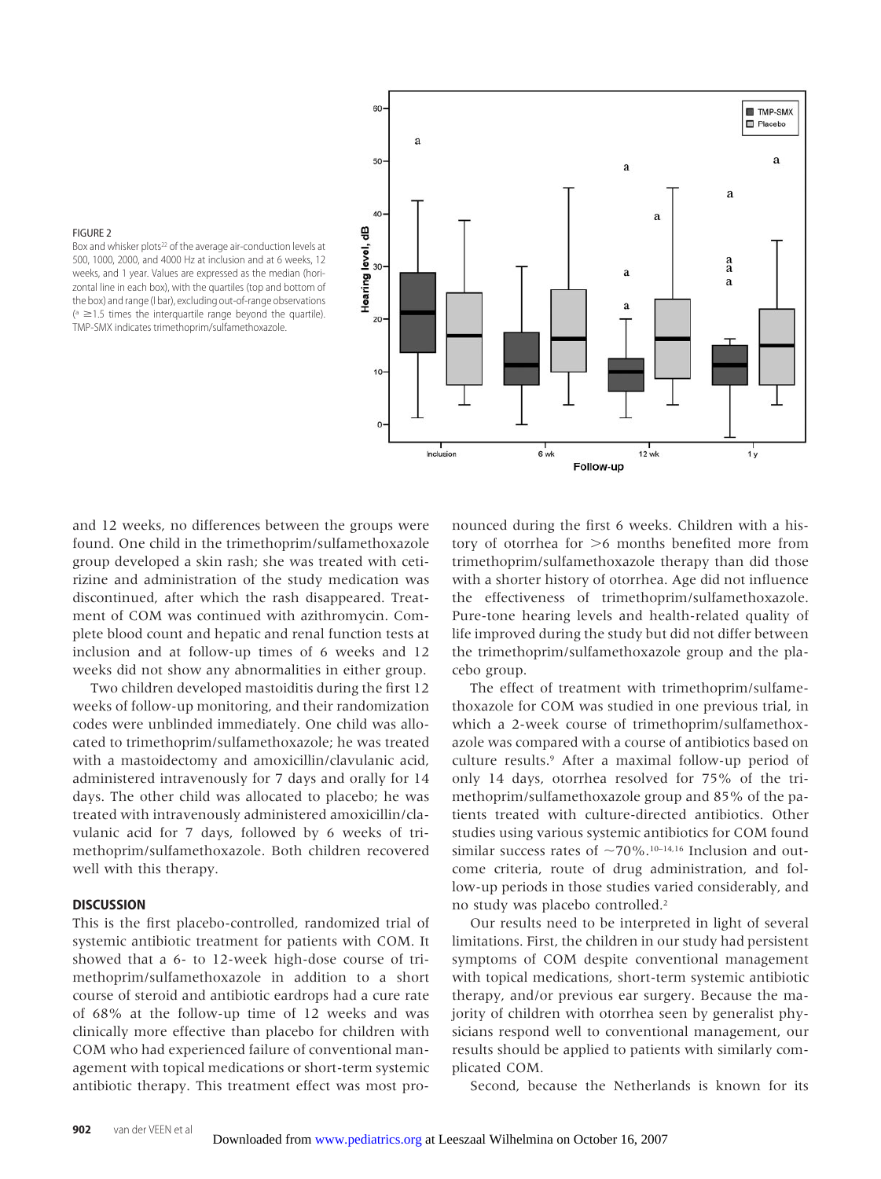FIGURE 2

Box and whisker plots[22] of the average air-conduction levels at 500, 1000, 2000, and 4000 Hz at inclusion and at 6 weeks, 12 weeks, and 1 year. Values are expressed as the median (horizontal line in each box), with the quartiles (top and bottom of the box) and range (I bar), excluding out-of-range observations ([a] ≥1.5 times the interquartile range beyond the quartile). TMP-SMX indicates trimethoprim/sulfamethoxazole.

and 12 weeks, no differences between the groups were found. One child in the trimethoprim/sulfamethoxazole group developed a skin rash; she was treated with cetirizine and administration of the study medication was discontinued, after which the rash disappeared. Treatment of COM was continued with azithromycin. Complete blood count and hepatic and renal function tests at inclusion and at follow-up times of 6 weeks and 12 weeks did not show any abnormalities in either group.

Two children developed mastoiditis during the first 12 weeks of follow-up monitoring, and their randomization codes were unblinded immediately. One child was allocated to trimethoprim/sulfamethoxazole; he was treated with a mastoidectomy and amoxicillin/clavulanic acid, administered intravenously for 7 days and orally for 14 days. The other child was allocated to placebo; he was treated with intravenously administered amoxicillin/clavulanic acid for 7 days, followed by 6 weeks of trimethoprim/sulfamethoxazole. Both children recovered well with this therapy.

## DISCUSSION

This is the first placebo-controlled, randomized trial of systemic antibiotic treatment for patients with COM. It showed that a 6- to 12-week high-dose course of trimethoprim/sulfamethoxazole in addition to a short course of steroid and antibiotic eardrops had a cure rate of 68% at the follow-up time of 12 weeks and was clinically more effective than placebo for children with COM who had experienced failure of conventional management with topical medications or short-term systemic antibiotic therapy. This treatment effect was most pronounced during the first 6 weeks. Children with a history of otorrhea for >6 months benefited more from trimethoprim/sulfamethoxazole therapy than did those with a shorter history of otorrhea. Age did not influence the effectiveness of trimethoprim/sulfamethoxazole. Pure-tone hearing levels and health-related quality of life improved during the study but did not differ between the trimethoprim/sulfamethoxazole group and the placebo group.

The effect of treatment with trimethoprim/sulfamethoxazole for COM was studied in one previous trial, in which a 2-week course of trimethoprim/sulfamethoxazole was compared with a course of antibiotics based on culture results.[9] After a maximal follow-up period of only 14 days, otorrhea resolved for 75% of the trimethoprim/sulfamethoxazole group and 85% of the patients treated with culture-directed antibiotics. Other studies using various systemic antibiotics for COM found similar success rates of ~70%.[10–14,16] Inclusion and outcome criteria, route of drug administration, and follow-up periods in those studies varied considerably, and no study was placebo controlled.[2]

Our results need to be interpreted in light of several limitations. First, the children in our study had persistent symptoms of COM despite conventional management with topical medications, short-term systemic antibiotic therapy, and/or previous ear surgery. Because the majority of children with otorrhea seen by generalist physicians respond well to conventional management, our results should be applied to patients with similarly complicated COM.

Second, because the Netherlands is known for its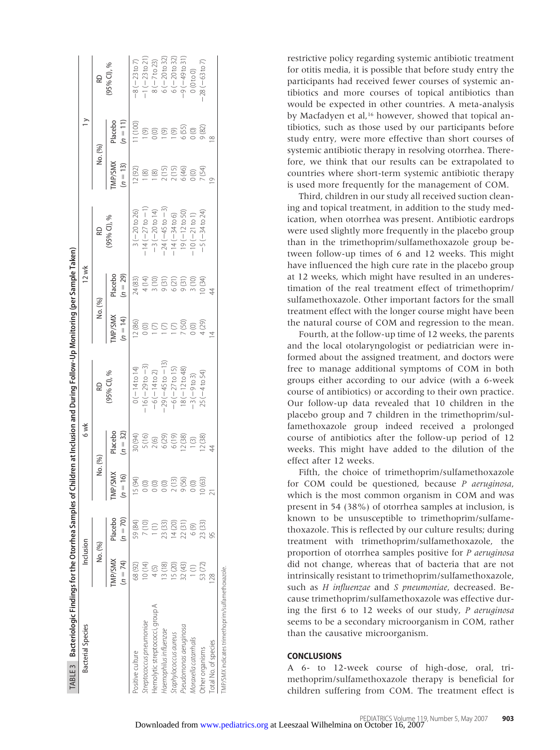**TABLE 3 Bacteriologic Findings for the Otorrhea Samples of Children at Inclusion and During Follow-Up Monitoring (per Sample Taken)**

| Bacterial Species | Inclusion | | 6 wk | | | 12 wk | | | 1 y | | |
|---|---|---|---|---|---|---|---|---|---|---|---|
| | No. (%) | | No. (%) | | RD (95% CI), % | No. (%) | | RD (95% CI), % | No. (%) | | RD (95% CI), % |
| | TMP/SMX (n = 74) | Placebo (n = 70) | TMP/SMX (n = 16) | Placebo (n = 32) | | TMP/SMX (n = 14) | Placebo (n = 29) | | TMP/SMX (n = 13) | Placebo (n = 11) | |
| Positive culture | 68 (92) | 59 (84) | 15 (94) | 30 (94) | 0 (−14 to 14) | 12 (86) | 24 (83) | 3 (−20 to 26) | 12 (92) | 11 (100) | −8 (−23 to 7) |
| *Streptococcus pneumoniae* | 10 (14) | 7 (10) | 0 (0) | 5 (16) | −16 (−29 to −3) | 0 (0) | 4 (14) | −14 (−27 to −1) | 1 (8) | 1 (9) | −1 (−23 to 21) |
| Hemolytic streptococci, group A | 4 (5) | 1 (1) | 0 (0) | 2 (6) | −6 (−14 to 2) | 1 (7) | 3 (10) | −3 (−20 to 14) | 1 (8) | 0 (0) | 8 (−7 to 23) |
| *Haemophilus influenzae* | 13 (18) | 23 (33) | 0 (0) | 6 (29) | −29 (−45 to −13) | 1 (7) | 9 (31) | −24 (−45 to −3) | 2 (15) | 1 (9) | 6 (−20 to 32) |
| *Staphylococcus aureus* | 15 (20) | 14 (20) | 2 (13) | 6 (19) | −6 (−27 to 15) | 1 (7) | 6 (21) | −14 (−34 to 6) | 2 (15) | 1 (9) | 6 (−20 to 32) |
| *Pseudomonas aeruginosa* | 32 (43) | 22 (31) | 9 (56) | 12 (38) | 18 (−12 to 48) | 7 (50) | 9 (31) | 19 (−12 to 50) | 6 (46) | 6 (55) | −9 (−49 to 31) |
| *Moraxella catarrhalis* | 1 (1) | 6 (9) | 0 (0) | 1 (3) | −3 (−9 to 3) | 0 (0) | 3 (10) | −10 (−21 to 1) | 0 (0) | 0 (0) | 0 (0 to 0) |
| Other organisms | 53 (72) | 23 (33) | 10 (63) | 12 (38) | 25 (−4 to 54) | 4 (29) | 10 (34) | −5 (−34 to 24) | 7 (54) | 9 (82) | −28 (−63 to 7) |
| Total No. of species | 128 | 95 | 21 | 44 | | 14 | 44 | | 19 | 18 | |

TMP/SMX indicates trimethoprim/sulfamethoxazole.

restrictive policy regarding systemic antibiotic treatment for otitis media, it is possible that before study entry the participants had received fewer courses of systemic antibiotics and more courses of topical antibiotics than would be expected in other countries. A meta-analysis by Macfadyen et al,[16] however, showed that topical antibiotics, such as those used by our participants before study entry, were more effective than short courses of systemic antibiotic therapy in resolving otorrhea. Therefore, we think that our results can be extrapolated to countries where short-term systemic antibiotic therapy is used more frequently for the management of COM.

Third, children in our study all received suction cleaning and topical treatment, in addition to the study medication, when otorrhea was present. Antibiotic eardrops were used slightly more frequently in the placebo group than in the trimethoprim/sulfamethoxazole group between follow-up times of 6 and 12 weeks. This might have influenced the high cure rate in the placebo group at 12 weeks, which might have resulted in an underestimation of the real treatment effect of trimethoprim/sulfamethoxazole. Other important factors for the small treatment effect with the longer course might have been the natural course of COM and regression to the mean.

Fourth, at the follow-up time of 12 weeks, the parents and the local otolaryngologist or pediatrician were informed about the assigned treatment, and doctors were free to manage additional symptoms of COM in both groups either according to our advice (with a 6-week course of antibiotics) or according to their own practice. Our follow-up data revealed that 10 children in the placebo group and 7 children in the trimethoprim/sulfamethoxazole group indeed received a prolonged course of antibiotics after the follow-up period of 12 weeks. This might have added to the dilution of the effect after 12 weeks.

Fifth, the choice of trimethoprim/sulfamethoxazole for COM could be questioned, because *P aeruginosa*, which is the most common organism in COM and was present in 54 (38%) of otorrhea samples at inclusion, is known to be unsusceptible to trimethoprim/sulfamethoxazole. This is reflected by our culture results; during treatment with trimethoprim/sulfamethoxazole, the proportion of otorrhea samples positive for *P aeruginosa* did not change, whereas that of bacteria that are not intrinsically resistant to trimethoprim/sulfamethoxazole, such as *H influenzae* and *S pneumoniae*, decreased. Because trimethoprim/sulfamethoxazole was effective during the first 6 to 12 weeks of our study, *P aeruginosa* seems to be a secondary microorganism in COM, rather than the causative microorganism.

## CONCLUSIONS

A 6- to 12-week course of high-dose, oral, trimethoprim/sulfamethoxazole therapy is beneficial for children suffering from COM. The treatment effect is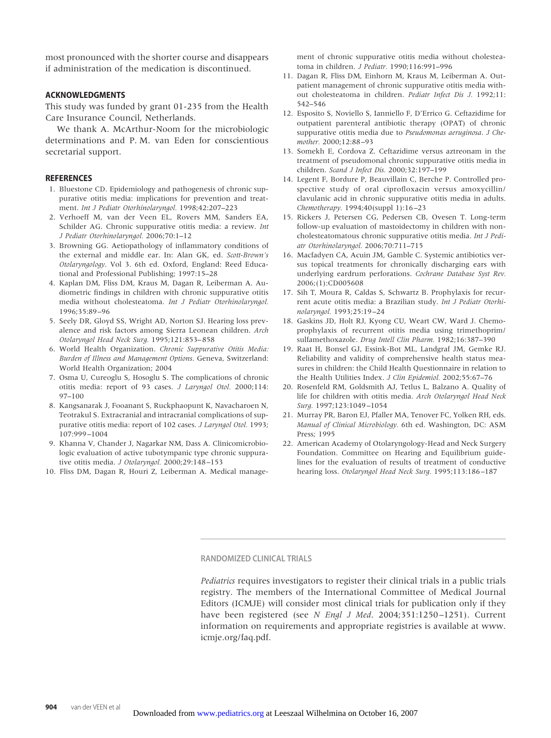most pronounced with the shorter course and disappears if administration of the medication is discontinued.

## ACKNOWLEDGMENTS

This study was funded by grant 01-235 from the Health Care Insurance Council, Netherlands.

We thank A. McArthur-Noom for the microbiologic determinations and P. M. van Eden for conscientious secretarial support.

## REFERENCES

1. Bluestone CD. Epidemiology and pathogenesis of chronic suppurative otitis media: implications for prevention and treatment. *Int J Pediatr Otorhinolaryngol.* 1998;42:207–223
2. Verhoeff M, van der Veen EL, Rovers MM, Sanders EA, Schilder AG. Chronic suppurative otitis media: a review. *Int J Pediatr Otorhinolaryngol.* 2006;70:1–12
3. Browning GG. Aetiopathology of inflammatory conditions of the external and middle ear. In: Alan GK, ed. *Scott-Brown's Otolaryngology*. Vol 3. 6th ed. Oxford, England: Reed Educational and Professional Publishing; 1997:15–28
4. Kaplan DM, Fliss DM, Kraus M, Dagan R, Leiberman A. Audiometric findings in children with chronic suppurative otitis media without cholesteatoma. *Int J Pediatr Otorhinolaryngol.* 1996;35:89–96
5. Seely DR, Gloyd SS, Wright AD, Norton SJ. Hearing loss prevalence and risk factors among Sierra Leonean children. *Arch Otolaryngol Head Neck Surg.* 1995;121:853–858
6. World Health Organization. *Chronic Suppurative Otitis Media: Burden of Illness and Management Options*. Geneva, Switzerland: World Health Organization; 2004
7. Osma U, Cureoglu S, Hosoglu S. The complications of chronic otitis media: report of 93 cases. *J Laryngol Otol.* 2000;114: 97–100
8. Kangsanarak J, Fooanant S, Ruckphaopunt K, Navacharoen N, Teotrakul S. Extracranial and intracranial complications of suppurative otitis media: report of 102 cases. *J Laryngol Otol.* 1993; 107:999–1004
9. Khanna V, Chander J, Nagarkar NM, Dass A. Clinicomicrobiologic evaluation of active tubotympanic type chronic suppurative otitis media. *J Otolaryngol.* 2000;29:148–153
10. Fliss DM, Dagan R, Houri Z, Leiberman A. Medical management of chronic suppurative otitis media without cholesteatoma in children. *J Pediatr.* 1990;116:991–996
11. Dagan R, Fliss DM, Einhorn M, Kraus M, Leiberman A. Outpatient management of chronic suppurative otitis media without cholesteatoma in children. *Pediatr Infect Dis J.* 1992;11: 542–546
12. Esposito S, Noviello S, Ianniello F, D'Errico G. Ceftazidime for outpatient parenteral antibiotic therapy (OPAT) of chronic suppurative otitis media due to *Pseudomonas aeruginosa*. *J Chemother.* 2000;12:88–93
13. Somekh E, Cordova Z. Ceftazidime versus aztreonam in the treatment of pseudomonal chronic suppurative otitis media in children. *Scand J Infect Dis.* 2000;32:197–199
14. Legent F, Bordure P, Beauvillain C, Berche P. Controlled prospective study of oral ciprofloxacin versus amoxycillin/clavulanic acid in chronic suppurative otitis media in adults. *Chemotherapy.* 1994;40(suppl 1):16–23
15. Rickers J, Petersen CG, Pedersen CB, Ovesen T. Long-term follow-up evaluation of mastoidectomy in children with non-cholesteatomatous chronic suppurative otitis media. *Int J Pediatr Otorhinolaryngol.* 2006;70:711–715
16. Macfadyen CA, Acuin JM, Gamble C. Systemic antibiotics versus topical treatments for chronically discharging ears with underlying eardrum perforations. *Cochrane Database Syst Rev.* 2006;(1):CD005608
17. Sih T, Moura R, Caldas S, Schwartz B. Prophylaxis for recurrent acute otitis media: a Brazilian study. *Int J Pediatr Otorhinolaryngol.* 1993;25:19–24
18. Gaskins JD, Holt RJ, Kyong CU, Weart CW, Ward J. Chemoprophylaxis of recurrent otitis media using trimethoprim/sulfamethoxazole. *Drug Intell Clin Pharm.* 1982;16:387–390
19. Raat H, Bonsel GJ, Essink-Bot ML, Landgraf JM, Gemke RJ. Reliability and validity of comprehensive health status measures in children: the Child Health Questionnaire in relation to the Health Utilities Index. *J Clin Epidemiol.* 2002;55:67–76
20. Rosenfeld RM, Goldsmith AJ, Tetlus L, Balzano A. Quality of life for children with otitis media. *Arch Otolaryngol Head Neck Surg.* 1997;123:1049–1054
21. Murray PR, Baron EJ, Pfaller MA, Tenover FC, Yolken RH, eds. *Manual of Clinical Microbiology.* 6th ed. Washington, DC: ASM Press; 1995
22. American Academy of Otolaryngology-Head and Neck Surgery Foundation. Committee on Hearing and Equilibrium guidelines for the evaluation of results of treatment of conductive hearing loss. *Otolaryngol Head Neck Surg.* 1995;113:186–187

---

### RANDOMIZED CLINICAL TRIALS

*Pediatrics* requires investigators to register their clinical trials in a public trials registry. The members of the International Committee of Medical Journal Editors (ICMJE) will consider most clinical trials for publication only if they have been registered (see *N Engl J Med*. 2004;351:1250–1251). Current information on requirements and appropriate registries is available at www.icmje.org/faq.pdf.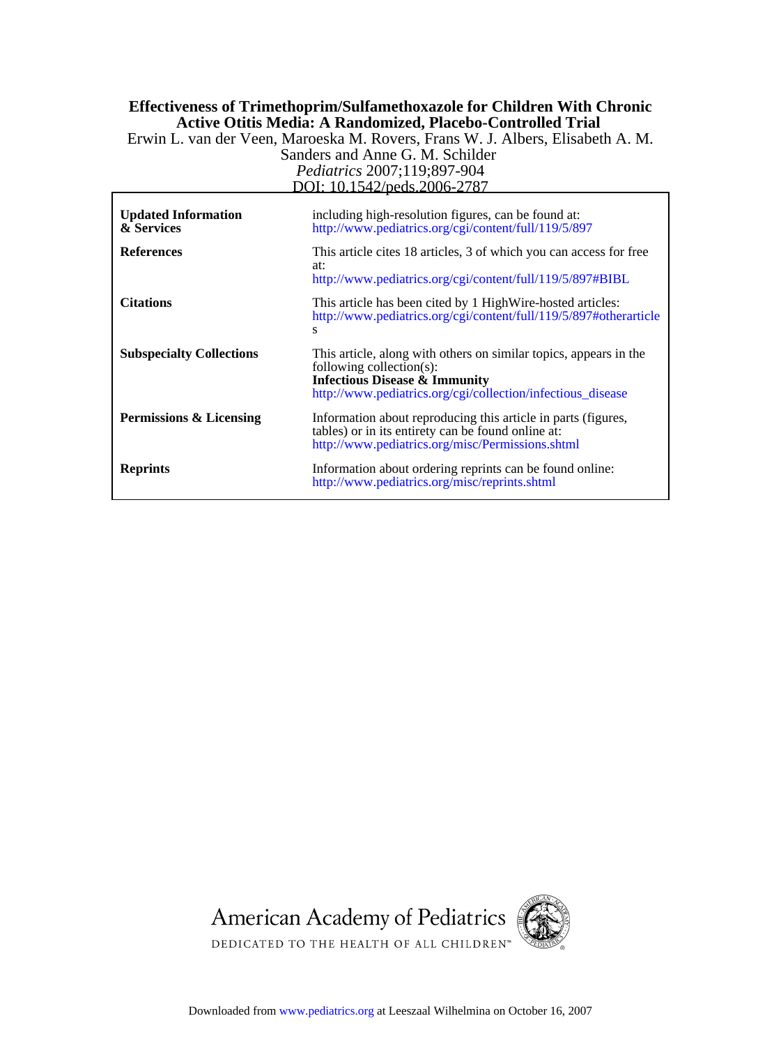**Effectiveness of Trimethoprim/Sulfamethoxazole for Children With Chronic Active Otitis Media: A Randomized, Placebo-Controlled Trial**

Erwin L. van der Veen, Maroeska M. Rovers, Frans W. J. Albers, Elisabeth A. M. Sanders and Anne G. M. Schilder

*Pediatrics* 2007;119;897-904

DOI: 10.1542/peds.2006-2787

| | |
|---|---|
| **Updated Information & Services** | including high-resolution figures, can be found at: http://www.pediatrics.org/cgi/content/full/119/5/897 |
| **References** | This article cites 18 articles, 3 of which you can access for free at: http://www.pediatrics.org/cgi/content/full/119/5/897#BIBL |
| **Citations** | This article has been cited by 1 HighWire-hosted articles: http://www.pediatrics.org/cgi/content/full/119/5/897#otherarticles |
| **Subspecialty Collections** | This article, along with others on similar topics, appears in the following collection(s): **Infectious Disease & Immunity** http://www.pediatrics.org/cgi/collection/infectious_disease |
| **Permissions & Licensing** | Information about reproducing this article in parts (figures, tables) or in its entirety can be found online at: http://www.pediatrics.org/misc/Permissions.shtml |
| **Reprints** | Information about ordering reprints can be found online: http://www.pediatrics.org/misc/reprints.shtml |

American Academy of Pediatrics

DEDICATED TO THE HEALTH OF ALL CHILDREN™

Downloaded from www.pediatrics.org at Leeszaal Wilhelmina on October 16, 2007